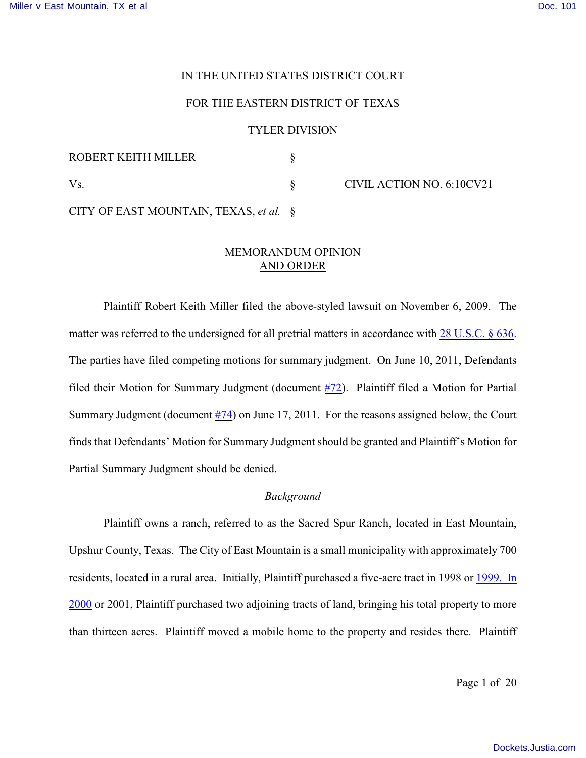IN THE UNITED STATES DISTRICT COURT

FOR THE EASTERN DISTRICT OF TEXAS

TYLER DIVISION

| | | |
|---|---|---|
| ROBERT KEITH MILLER | § | |
| Vs. | § | CIVIL ACTION NO. 6:10CV21 |
| CITY OF EAST MOUNTAIN, TEXAS, *et al.* | § | |

## MEMORANDUM OPINION AND ORDER

Plaintiff Robert Keith Miller filed the above-styled lawsuit on November 6, 2009. The matter was referred to the undersigned for all pretrial matters in accordance with 28 U.S.C. § 636. The parties have filed competing motions for summary judgment. On June 10, 2011, Defendants filed their Motion for Summary Judgment (document #72). Plaintiff filed a Motion for Partial Summary Judgment (document #74) on June 17, 2011. For the reasons assigned below, the Court finds that Defendants' Motion for Summary Judgment should be granted and Plaintiff's Motion for Partial Summary Judgment should be denied.

*Background*

Plaintiff owns a ranch, referred to as the Sacred Spur Ranch, located in East Mountain, Upshur County, Texas. The City of East Mountain is a small municipality with approximately 700 residents, located in a rural area. Initially, Plaintiff purchased a five-acre tract in 1998 or 1999. In 2000 or 2001, Plaintiff purchased two adjoining tracts of land, bringing his total property to more than thirteen acres. Plaintiff moved a mobile home to the property and resides there. Plaintiff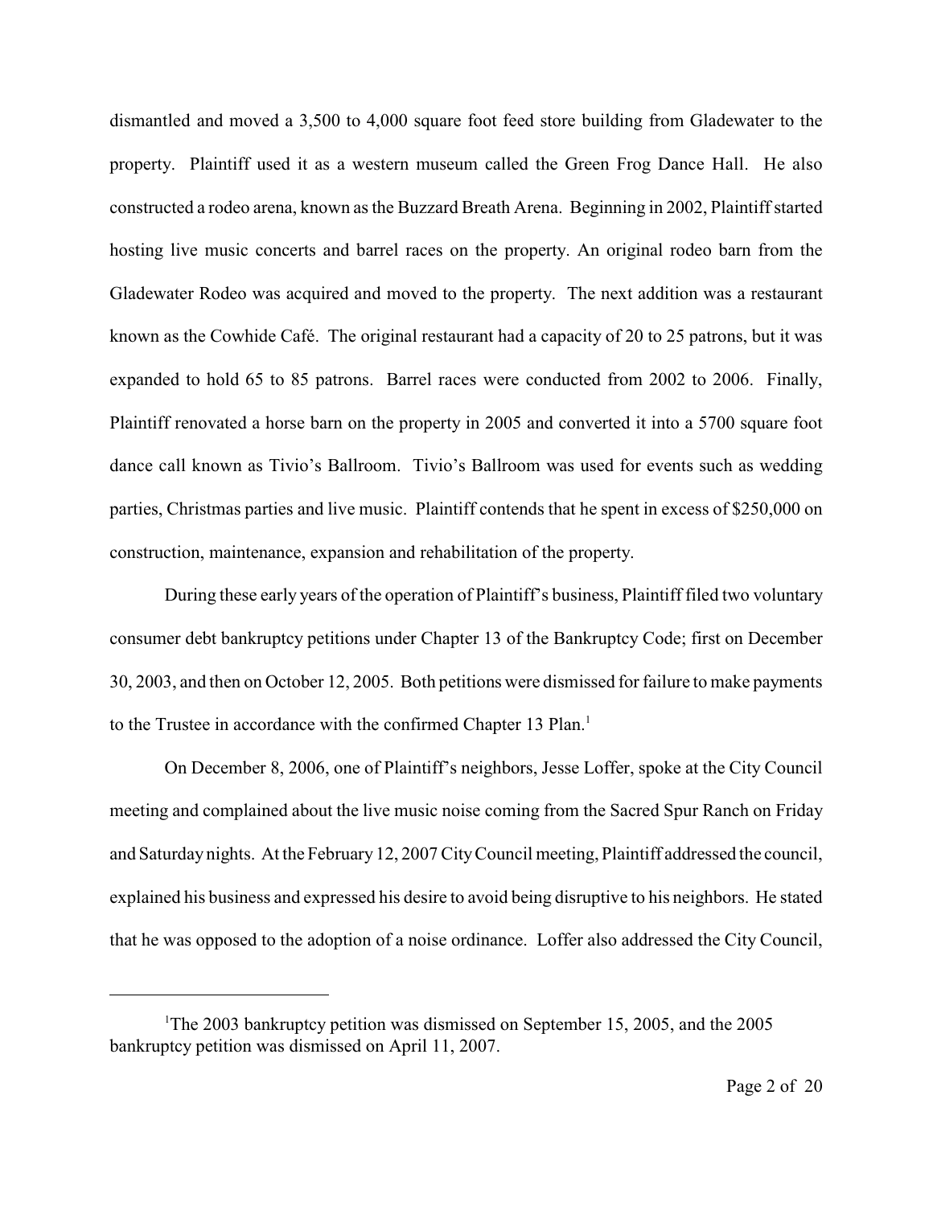dismantled and moved a 3,500 to 4,000 square foot feed store building from Gladewater to the property. Plaintiff used it as a western museum called the Green Frog Dance Hall. He also constructed a rodeo arena, known as the Buzzard Breath Arena. Beginning in 2002, Plaintiff started hosting live music concerts and barrel races on the property. An original rodeo barn from the Gladewater Rodeo was acquired and moved to the property. The next addition was a restaurant known as the Cowhide Café. The original restaurant had a capacity of 20 to 25 patrons, but it was expanded to hold 65 to 85 patrons. Barrel races were conducted from 2002 to 2006. Finally, Plaintiff renovated a horse barn on the property in 2005 and converted it into a 5700 square foot dance call known as Tivio's Ballroom. Tivio's Ballroom was used for events such as wedding parties, Christmas parties and live music. Plaintiff contends that he spent in excess of $250,000 on construction, maintenance, expansion and rehabilitation of the property.

During these early years of the operation of Plaintiff's business, Plaintiff filed two voluntary consumer debt bankruptcy petitions under Chapter 13 of the Bankruptcy Code; first on December 30, 2003, and then on October 12, 2005. Both petitions were dismissed for failure to make payments to the Trustee in accordance with the confirmed Chapter 13 Plan.[1]

On December 8, 2006, one of Plaintiff's neighbors, Jesse Loffer, spoke at the City Council meeting and complained about the live music noise coming from the Sacred Spur Ranch on Friday and Saturday nights. At the February 12, 2007 City Council meeting, Plaintiff addressed the council, explained his business and expressed his desire to avoid being disruptive to his neighbors. He stated that he was opposed to the adoption of a noise ordinance. Loffer also addressed the City Council,

---

[1] The 2003 bankruptcy petition was dismissed on September 15, 2005, and the 2005 bankruptcy petition was dismissed on April 11, 2007.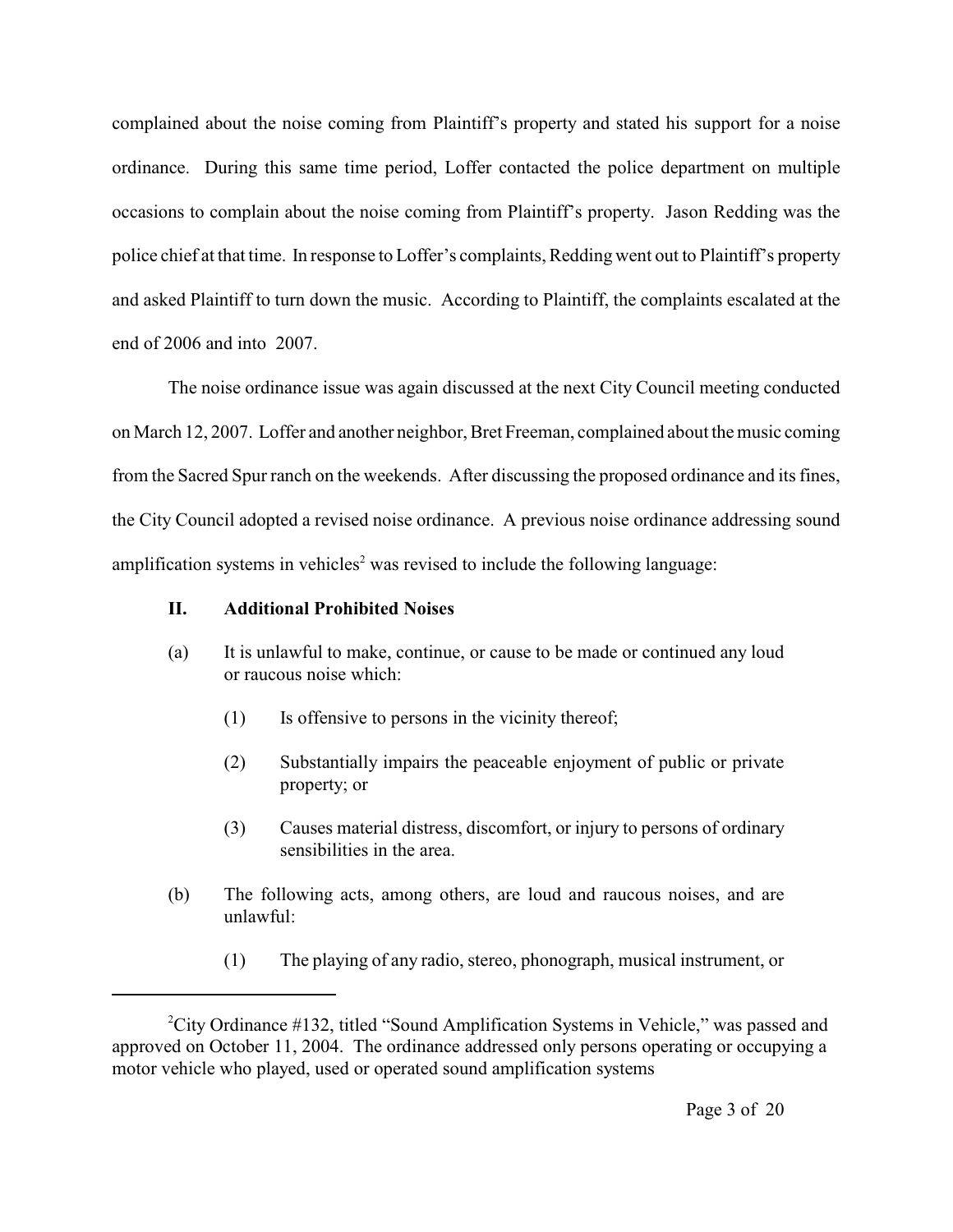complained about the noise coming from Plaintiff's property and stated his support for a noise ordinance. During this same time period, Loffer contacted the police department on multiple occasions to complain about the noise coming from Plaintiff's property. Jason Redding was the police chief at that time. In response to Loffer's complaints, Redding went out to Plaintiff's property and asked Plaintiff to turn down the music. According to Plaintiff, the complaints escalated at the end of 2006 and into 2007.

The noise ordinance issue was again discussed at the next City Council meeting conducted on March 12, 2007. Loffer and another neighbor, Bret Freeman, complained about the music coming from the Sacred Spur ranch on the weekends. After discussing the proposed ordinance and its fines, the City Council adopted a revised noise ordinance. A previous noise ordinance addressing sound amplification systems in vehicles[2] was revised to include the following language:

> **II. Additional Prohibited Noises**
>
> (a) It is unlawful to make, continue, or cause to be made or continued any loud or raucous noise which:
>
> > (1) Is offensive to persons in the vicinity thereof;
> >
> > (2) Substantially impairs the peaceable enjoyment of public or private property; or
> >
> > (3) Causes material distress, discomfort, or injury to persons of ordinary sensibilities in the area.
>
> (b) The following acts, among others, are loud and raucous noises, and are unlawful:
>
> > (1) The playing of any radio, stereo, phonograph, musical instrument, or

---

[2] City Ordinance #132, titled "Sound Amplification Systems in Vehicle," was passed and approved on October 11, 2004. The ordinance addressed only persons operating or occupying a motor vehicle who played, used or operated sound amplification systems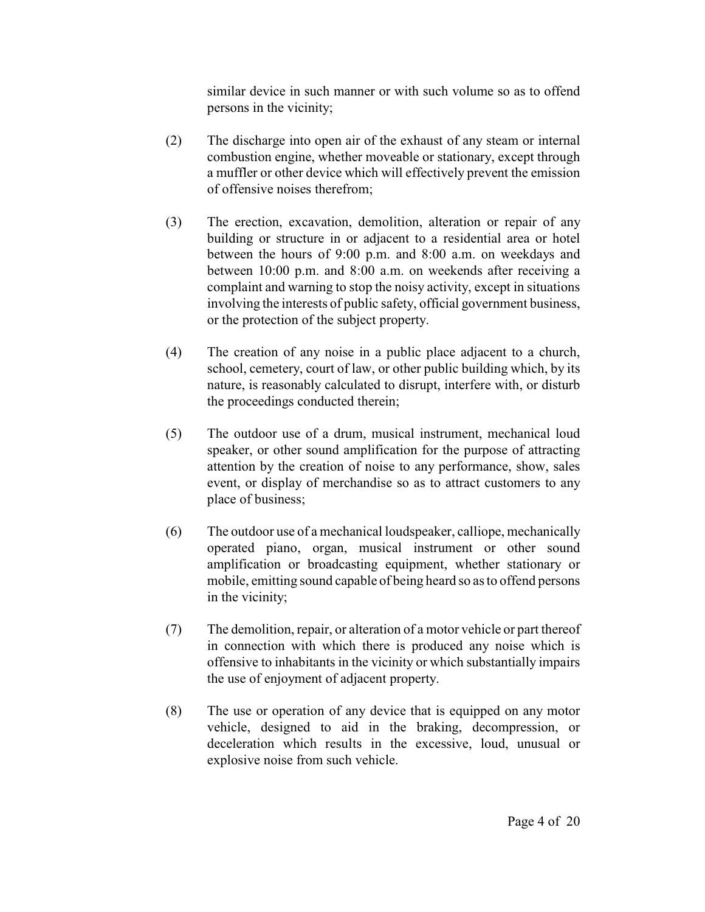similar device in such manner or with such volume so as to offend persons in the vicinity;

(2) The discharge into open air of the exhaust of any steam or internal combustion engine, whether moveable or stationary, except through a muffler or other device which will effectively prevent the emission of offensive noises therefrom;

(3) The erection, excavation, demolition, alteration or repair of any building or structure in or adjacent to a residential area or hotel between the hours of 9:00 p.m. and 8:00 a.m. on weekdays and between 10:00 p.m. and 8:00 a.m. on weekends after receiving a complaint and warning to stop the noisy activity, except in situations involving the interests of public safety, official government business, or the protection of the subject property.

(4) The creation of any noise in a public place adjacent to a church, school, cemetery, court of law, or other public building which, by its nature, is reasonably calculated to disrupt, interfere with, or disturb the proceedings conducted therein;

(5) The outdoor use of a drum, musical instrument, mechanical loud speaker, or other sound amplification for the purpose of attracting attention by the creation of noise to any performance, show, sales event, or display of merchandise so as to attract customers to any place of business;

(6) The outdoor use of a mechanical loudspeaker, calliope, mechanically operated piano, organ, musical instrument or other sound amplification or broadcasting equipment, whether stationary or mobile, emitting sound capable of being heard so as to offend persons in the vicinity;

(7) The demolition, repair, or alteration of a motor vehicle or part thereof in connection with which there is produced any noise which is offensive to inhabitants in the vicinity or which substantially impairs the use of enjoyment of adjacent property.

(8) The use or operation of any device that is equipped on any motor vehicle, designed to aid in the braking, decompression, or deceleration which results in the excessive, loud, unusual or explosive noise from such vehicle.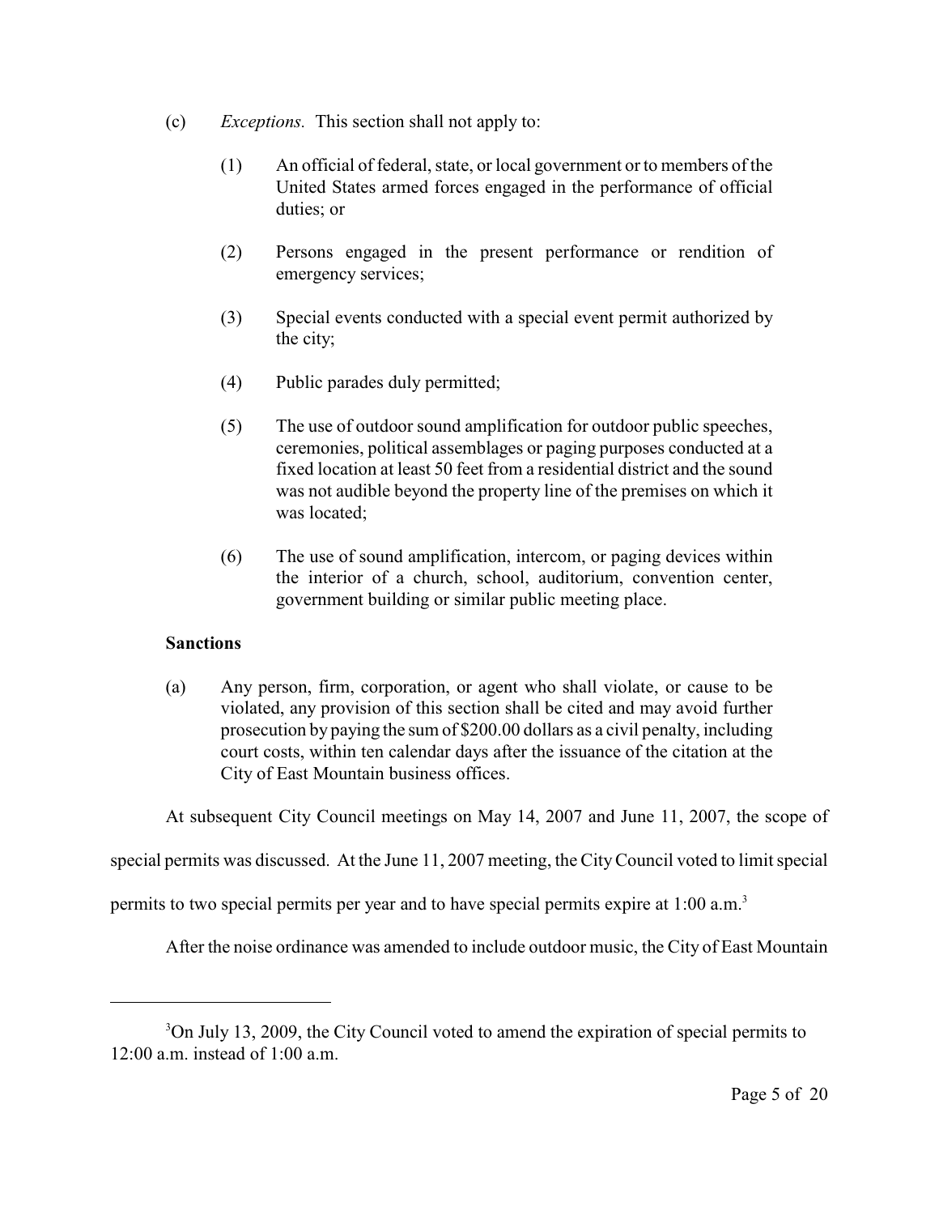(c) *Exceptions.* This section shall not apply to:

(1) An official of federal, state, or local government or to members of the United States armed forces engaged in the performance of official duties; or

(2) Persons engaged in the present performance or rendition of emergency services;

(3) Special events conducted with a special event permit authorized by the city;

(4) Public parades duly permitted;

(5) The use of outdoor sound amplification for outdoor public speeches, ceremonies, political assemblages or paging purposes conducted at a fixed location at least 50 feet from a residential district and the sound was not audible beyond the property line of the premises on which it was located;

(6) The use of sound amplification, intercom, or paging devices within the interior of a church, school, auditorium, convention center, government building or similar public meeting place.

**Sanctions**

(a) Any person, firm, corporation, or agent who shall violate, or cause to be violated, any provision of this section shall be cited and may avoid further prosecution by paying the sum of $200.00 dollars as a civil penalty, including court costs, within ten calendar days after the issuance of the citation at the City of East Mountain business offices.

At subsequent City Council meetings on May 14, 2007 and June 11, 2007, the scope of special permits was discussed. At the June 11, 2007 meeting, the City Council voted to limit special permits to two special permits per year and to have special permits expire at 1:00 a.m.[3]

After the noise ordinance was amended to include outdoor music, the City of East Mountain

---

[3] On July 13, 2009, the City Council voted to amend the expiration of special permits to 12:00 a.m. instead of 1:00 a.m.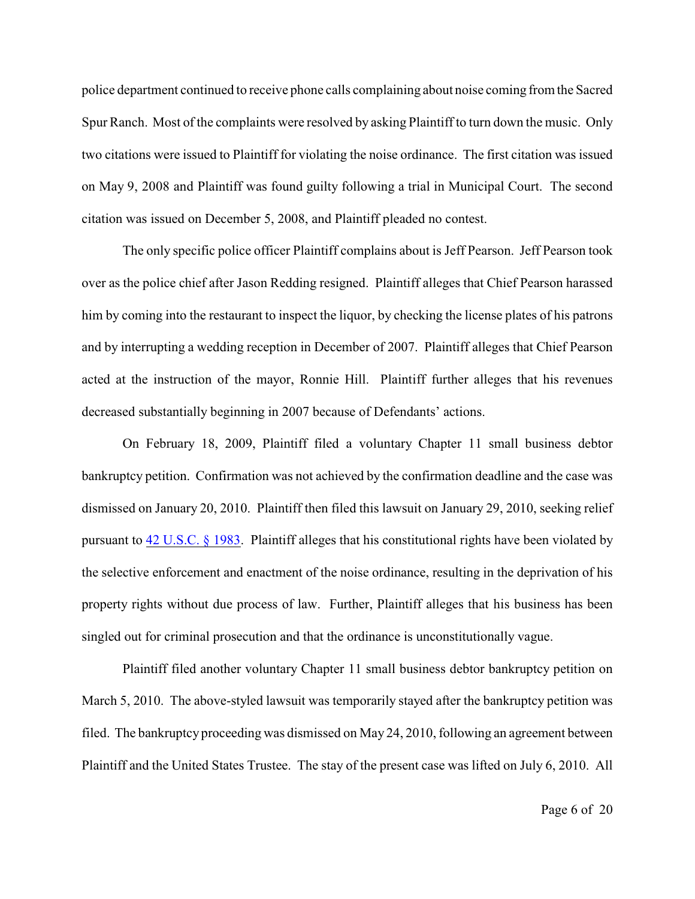police department continued to receive phone calls complaining about noise coming from the Sacred Spur Ranch. Most of the complaints were resolved by asking Plaintiff to turn down the music. Only two citations were issued to Plaintiff for violating the noise ordinance. The first citation was issued on May 9, 2008 and Plaintiff was found guilty following a trial in Municipal Court. The second citation was issued on December 5, 2008, and Plaintiff pleaded no contest.

The only specific police officer Plaintiff complains about is Jeff Pearson. Jeff Pearson took over as the police chief after Jason Redding resigned. Plaintiff alleges that Chief Pearson harassed him by coming into the restaurant to inspect the liquor, by checking the license plates of his patrons and by interrupting a wedding reception in December of 2007. Plaintiff alleges that Chief Pearson acted at the instruction of the mayor, Ronnie Hill. Plaintiff further alleges that his revenues decreased substantially beginning in 2007 because of Defendants' actions.

On February 18, 2009, Plaintiff filed a voluntary Chapter 11 small business debtor bankruptcy petition. Confirmation was not achieved by the confirmation deadline and the case was dismissed on January 20, 2010. Plaintiff then filed this lawsuit on January 29, 2010, seeking relief pursuant to 42 U.S.C. § 1983. Plaintiff alleges that his constitutional rights have been violated by the selective enforcement and enactment of the noise ordinance, resulting in the deprivation of his property rights without due process of law. Further, Plaintiff alleges that his business has been singled out for criminal prosecution and that the ordinance is unconstitutionally vague.

Plaintiff filed another voluntary Chapter 11 small business debtor bankruptcy petition on March 5, 2010. The above-styled lawsuit was temporarily stayed after the bankruptcy petition was filed. The bankruptcy proceeding was dismissed on May 24, 2010, following an agreement between Plaintiff and the United States Trustee. The stay of the present case was lifted on July 6, 2010. All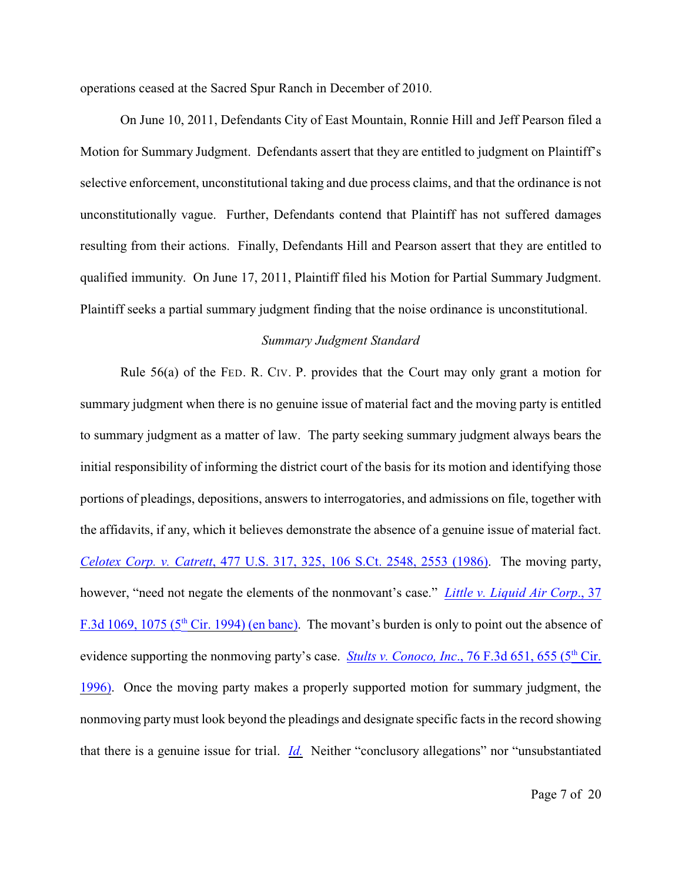operations ceased at the Sacred Spur Ranch in December of 2010.

On June 10, 2011, Defendants City of East Mountain, Ronnie Hill and Jeff Pearson filed a Motion for Summary Judgment. Defendants assert that they are entitled to judgment on Plaintiff's selective enforcement, unconstitutional taking and due process claims, and that the ordinance is not unconstitutionally vague. Further, Defendants contend that Plaintiff has not suffered damages resulting from their actions. Finally, Defendants Hill and Pearson assert that they are entitled to qualified immunity. On June 17, 2011, Plaintiff filed his Motion for Partial Summary Judgment. Plaintiff seeks a partial summary judgment finding that the noise ordinance is unconstitutional.

*Summary Judgment Standard*

Rule 56(a) of the FED. R. CIV. P. provides that the Court may only grant a motion for summary judgment when there is no genuine issue of material fact and the moving party is entitled to summary judgment as a matter of law. The party seeking summary judgment always bears the initial responsibility of informing the district court of the basis for its motion and identifying those portions of pleadings, depositions, answers to interrogatories, and admissions on file, together with the affidavits, if any, which it believes demonstrate the absence of a genuine issue of material fact. *Celotex Corp. v. Catrett*, 477 U.S. 317, 325, 106 S.Ct. 2548, 2553 (1986). The moving party, however, "need not negate the elements of the nonmovant's case." *Little v. Liquid Air Corp*., 37 F.3d 1069, 1075 (5th Cir. 1994) (en banc). The movant's burden is only to point out the absence of evidence supporting the nonmoving party's case. *Stults v. Conoco, Inc*., 76 F.3d 651, 655 (5th Cir. 1996). Once the moving party makes a properly supported motion for summary judgment, the nonmoving party must look beyond the pleadings and designate specific facts in the record showing that there is a genuine issue for trial. *Id.* Neither "conclusory allegations" nor "unsubstantiated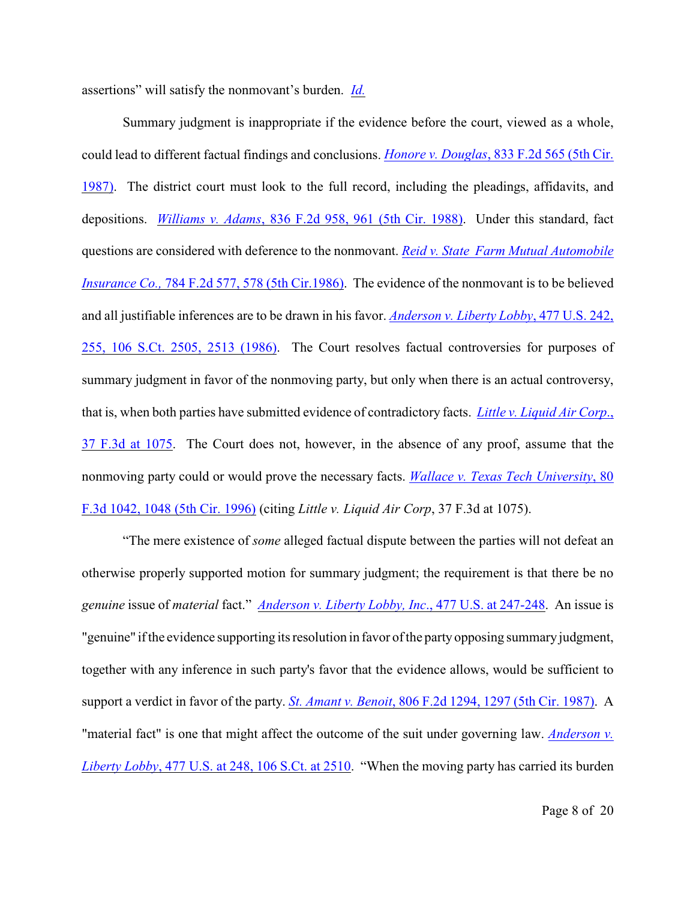assertions" will satisfy the nonmovant's burden. *Id.*

Summary judgment is inappropriate if the evidence before the court, viewed as a whole, could lead to different factual findings and conclusions. *Honore v. Douglas*, 833 F.2d 565 (5th Cir. 1987). The district court must look to the full record, including the pleadings, affidavits, and depositions. *Williams v. Adams*, 836 F.2d 958, 961 (5th Cir. 1988). Under this standard, fact questions are considered with deference to the nonmovant. *Reid v. State Farm Mutual Automobile Insurance Co.,* 784 F.2d 577, 578 (5th Cir.1986). The evidence of the nonmovant is to be believed and all justifiable inferences are to be drawn in his favor. *Anderson v. Liberty Lobby*, 477 U.S. 242, 255, 106 S.Ct. 2505, 2513 (1986). The Court resolves factual controversies for purposes of summary judgment in favor of the nonmoving party, but only when there is an actual controversy, that is, when both parties have submitted evidence of contradictory facts. *Little v. Liquid Air Corp*., 37 F.3d at 1075. The Court does not, however, in the absence of any proof, assume that the nonmoving party could or would prove the necessary facts. *Wallace v. Texas Tech University*, 80 F.3d 1042, 1048 (5th Cir. 1996) (citing *Little v. Liquid Air Corp*, 37 F.3d at 1075).

"The mere existence of *some* alleged factual dispute between the parties will not defeat an otherwise properly supported motion for summary judgment; the requirement is that there be no *genuine* issue of *material* fact." *Anderson v. Liberty Lobby, Inc*., 477 U.S. at 247-248. An issue is "genuine" if the evidence supporting its resolution in favor of the party opposing summary judgment, together with any inference in such party's favor that the evidence allows, would be sufficient to support a verdict in favor of the party. *St. Amant v. Benoit*, 806 F.2d 1294, 1297 (5th Cir. 1987). A "material fact" is one that might affect the outcome of the suit under governing law. *Anderson v. Liberty Lobby*, 477 U.S. at 248, 106 S.Ct. at 2510. "When the moving party has carried its burden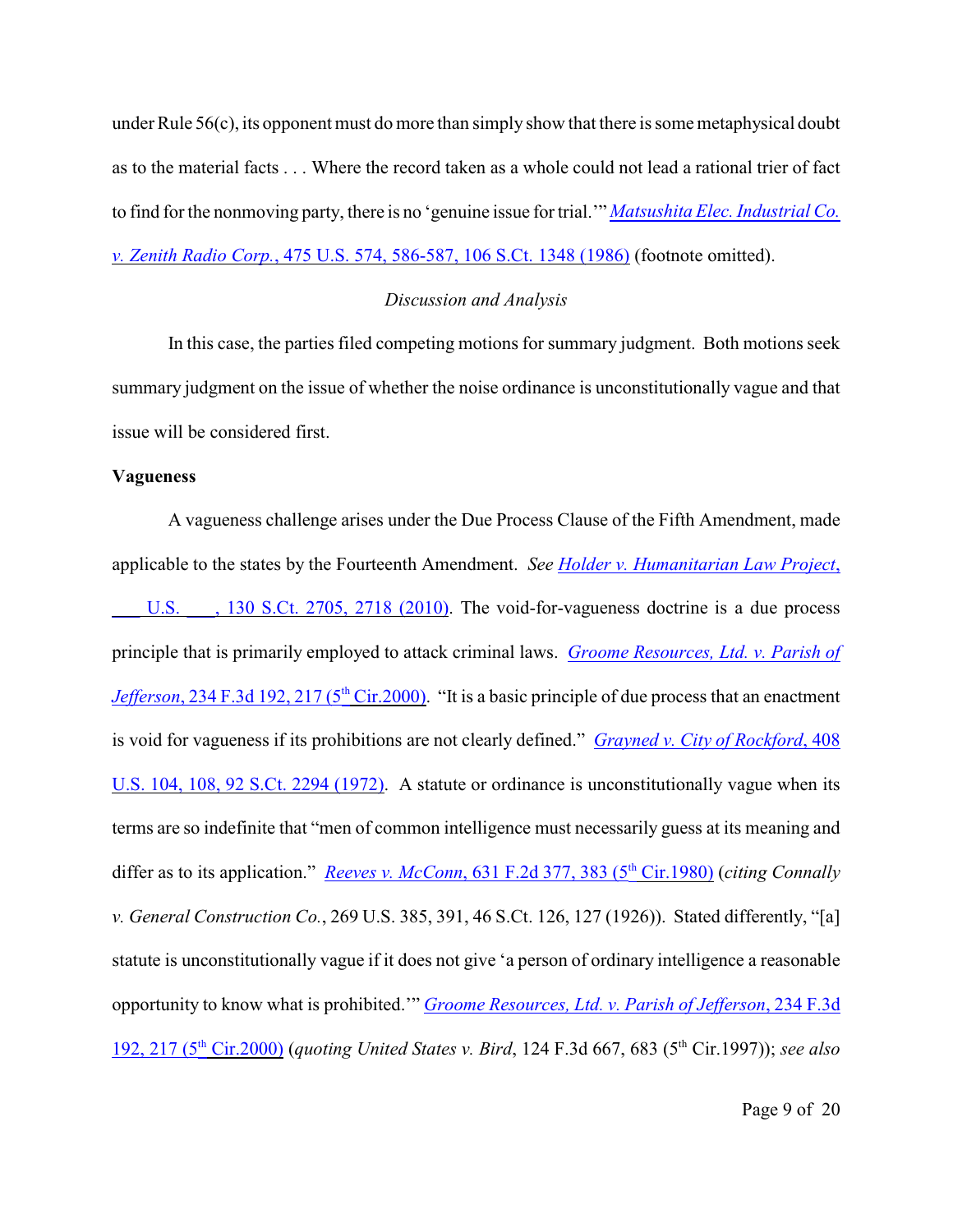under Rule 56(c), its opponent must do more than simply show that there is some metaphysical doubt as to the material facts . . . Where the record taken as a whole could not lead a rational trier of fact to find for the nonmoving party, there is no 'genuine issue for trial.'" *Matsushita Elec. Industrial Co. v. Zenith Radio Corp.*, 475 U.S. 574, 586-587, 106 S.Ct. 1348 (1986) (footnote omitted).

*Discussion and Analysis*

In this case, the parties filed competing motions for summary judgment. Both motions seek summary judgment on the issue of whether the noise ordinance is unconstitutionally vague and that issue will be considered first.

**Vagueness**

A vagueness challenge arises under the Due Process Clause of the Fifth Amendment, made applicable to the states by the Fourteenth Amendment. *See Holder v. Humanitarian Law Project*, ___ U.S. ___, 130 S.Ct. 2705, 2718 (2010). The void-for-vagueness doctrine is a due process principle that is primarily employed to attack criminal laws. *Groome Resources, Ltd. v. Parish of Jefferson*, 234 F.3d 192, 217 (5th Cir.2000). "It is a basic principle of due process that an enactment is void for vagueness if its prohibitions are not clearly defined." *Grayned v. City of Rockford*, 408 U.S. 104, 108, 92 S.Ct. 2294 (1972). A statute or ordinance is unconstitutionally vague when its terms are so indefinite that "men of common intelligence must necessarily guess at its meaning and differ as to its application." *Reeves v. McConn*, 631 F.2d 377, 383 (5th Cir.1980) (*citing Connally v. General Construction Co.*, 269 U.S. 385, 391, 46 S.Ct. 126, 127 (1926)). Stated differently, "[a] statute is unconstitutionally vague if it does not give 'a person of ordinary intelligence a reasonable opportunity to know what is prohibited.'" *Groome Resources, Ltd. v. Parish of Jefferson*, 234 F.3d 192, 217 (5th Cir.2000) (*quoting United States v. Bird*, 124 F.3d 667, 683 (5th Cir.1997)); *see also*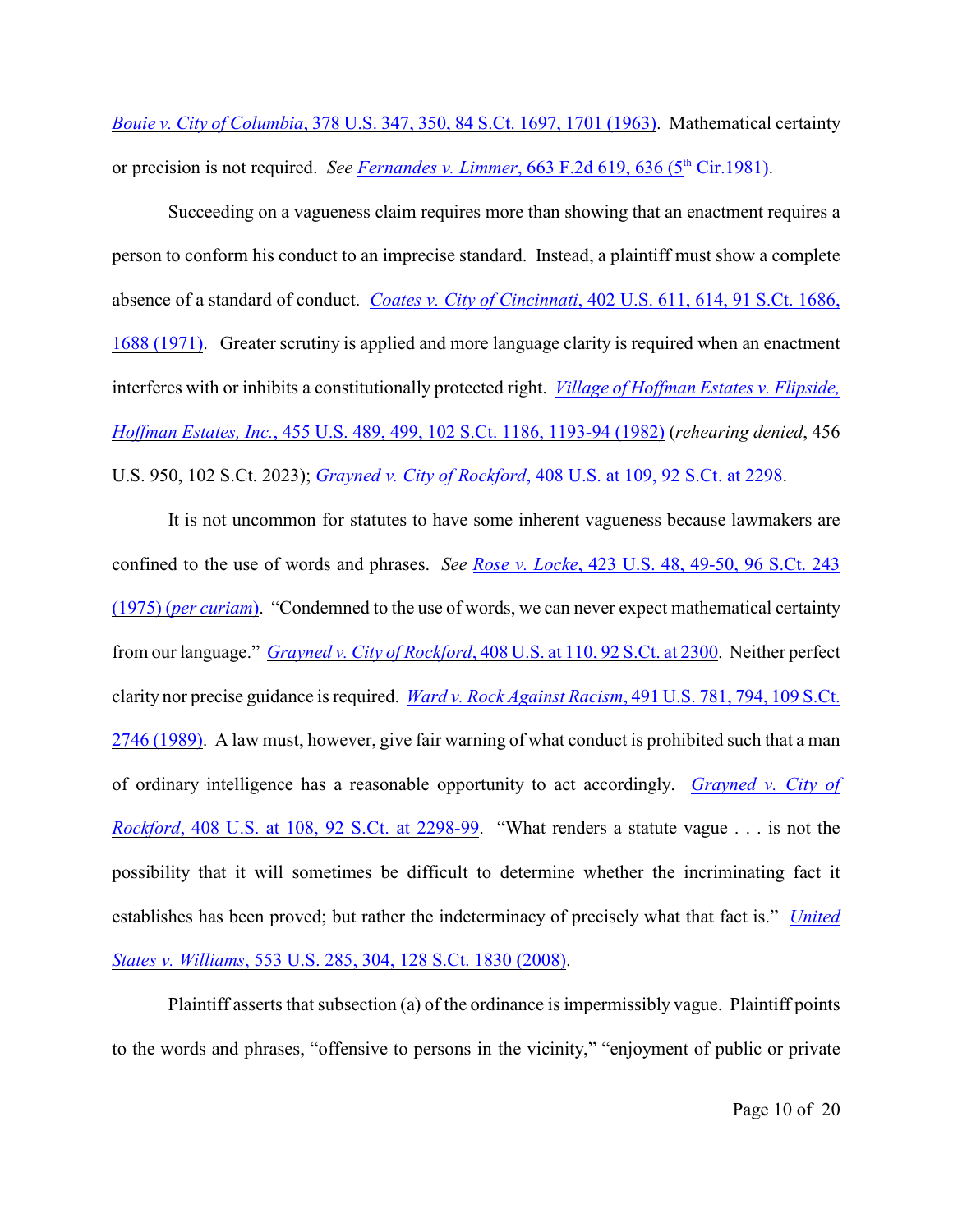*Bouie v. City of Columbia*, 378 U.S. 347, 350, 84 S.Ct. 1697, 1701 (1963). Mathematical certainty or precision is not required. *See* *Fernandes v. Limmer*, 663 F.2d 619, 636 (5th Cir.1981).

Succeeding on a vagueness claim requires more than showing that an enactment requires a person to conform his conduct to an imprecise standard. Instead, a plaintiff must show a complete absence of a standard of conduct. *Coates v. City of Cincinnati*, 402 U.S. 611, 614, 91 S.Ct. 1686, 1688 (1971). Greater scrutiny is applied and more language clarity is required when an enactment interferes with or inhibits a constitutionally protected right. *Village of Hoffman Estates v. Flipside, Hoffman Estates, Inc.*, 455 U.S. 489, 499, 102 S.Ct. 1186, 1193-94 (1982) (*rehearing denied*, 456 U.S. 950, 102 S.Ct. 2023); *Grayned v. City of Rockford*, 408 U.S. at 109, 92 S.Ct. at 2298.

It is not uncommon for statutes to have some inherent vagueness because lawmakers are confined to the use of words and phrases. *See* *Rose v. Locke*, 423 U.S. 48, 49-50, 96 S.Ct. 243 (1975) (*per curiam*). "Condemned to the use of words, we can never expect mathematical certainty from our language." *Grayned v. City of Rockford*, 408 U.S. at 110, 92 S.Ct. at 2300. Neither perfect clarity nor precise guidance is required. *Ward v. Rock Against Racism*, 491 U.S. 781, 794, 109 S.Ct. 2746 (1989). A law must, however, give fair warning of what conduct is prohibited such that a man of ordinary intelligence has a reasonable opportunity to act accordingly. *Grayned v. City of Rockford*, 408 U.S. at 108, 92 S.Ct. at 2298-99. "What renders a statute vague . . . is not the possibility that it will sometimes be difficult to determine whether the incriminating fact it establishes has been proved; but rather the indeterminacy of precisely what that fact is." *United States v. Williams*, 553 U.S. 285, 304, 128 S.Ct. 1830 (2008).

Plaintiff asserts that subsection (a) of the ordinance is impermissibly vague. Plaintiff points to the words and phrases, "offensive to persons in the vicinity," "enjoyment of public or private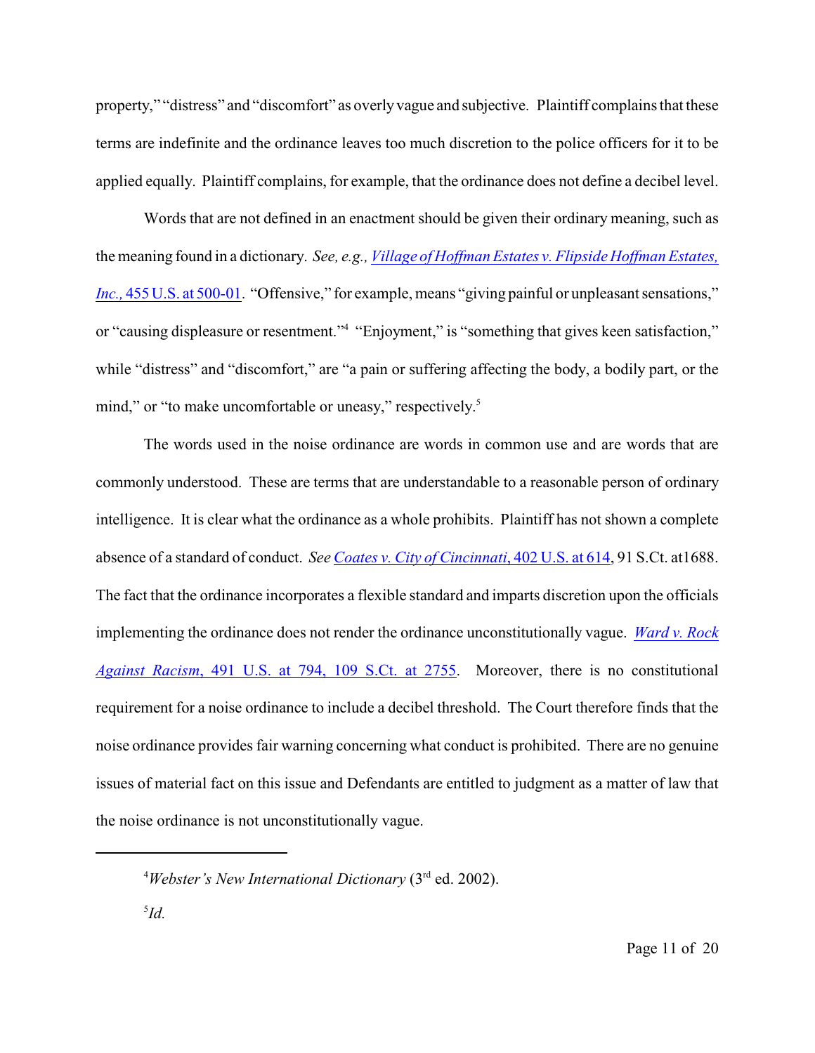property," "distress" and "discomfort" as overly vague and subjective. Plaintiff complains that these terms are indefinite and the ordinance leaves too much discretion to the police officers for it to be applied equally. Plaintiff complains, for example, that the ordinance does not define a decibel level.

Words that are not defined in an enactment should be given their ordinary meaning, such as the meaning found in a dictionary. *See, e.g., Village of Hoffman Estates v. Flipside Hoffman Estates, Inc.,* 455 U.S. at 500-01. "Offensive," for example, means "giving painful or unpleasant sensations," or "causing displeasure or resentment."[4] "Enjoyment," is "something that gives keen satisfaction," while "distress" and "discomfort," are "a pain or suffering affecting the body, a bodily part, or the mind," or "to make uncomfortable or uneasy," respectively.[5]

The words used in the noise ordinance are words in common use and are words that are commonly understood. These are terms that are understandable to a reasonable person of ordinary intelligence. It is clear what the ordinance as a whole prohibits. Plaintiff has not shown a complete absence of a standard of conduct. *See Coates v. City of Cincinnati*, 402 U.S. at 614, 91 S.Ct. at1688. The fact that the ordinance incorporates a flexible standard and imparts discretion upon the officials implementing the ordinance does not render the ordinance unconstitutionally vague. *Ward v. Rock Against Racism*, 491 U.S. at 794, 109 S.Ct. at 2755. Moreover, there is no constitutional requirement for a noise ordinance to include a decibel threshold. The Court therefore finds that the noise ordinance provides fair warning concerning what conduct is prohibited. There are no genuine issues of material fact on this issue and Defendants are entitled to judgment as a matter of law that the noise ordinance is not unconstitutionally vague.

---

[4] *Webster's New International Dictionary* (3rd ed. 2002).

[5] *Id.*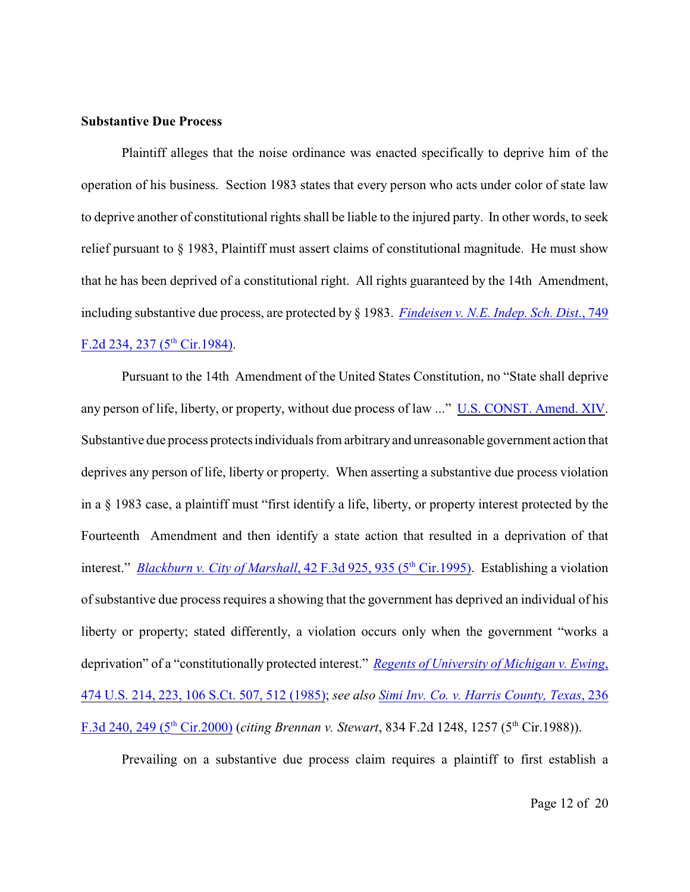**Substantive Due Process**

Plaintiff alleges that the noise ordinance was enacted specifically to deprive him of the operation of his business. Section 1983 states that every person who acts under color of state law to deprive another of constitutional rights shall be liable to the injured party. In other words, to seek relief pursuant to § 1983, Plaintiff must assert claims of constitutional magnitude. He must show that he has been deprived of a constitutional right. All rights guaranteed by the 14th Amendment, including substantive due process, are protected by § 1983. *Findeisen v. N.E. Indep. Sch. Dist.*, 749 F.2d 234, 237 (5th Cir.1984).

Pursuant to the 14th Amendment of the United States Constitution, no "State shall deprive any person of life, liberty, or property, without due process of law ..." U.S. CONST. Amend. XIV. Substantive due process protects individuals from arbitrary and unreasonable government action that deprives any person of life, liberty or property. When asserting a substantive due process violation in a § 1983 case, a plaintiff must "first identify a life, liberty, or property interest protected by the Fourteenth Amendment and then identify a state action that resulted in a deprivation of that interest." *Blackburn v. City of Marshall*, 42 F.3d 925, 935 (5th Cir.1995). Establishing a violation of substantive due process requires a showing that the government has deprived an individual of his liberty or property; stated differently, a violation occurs only when the government "works a deprivation" of a "constitutionally protected interest." *Regents of University of Michigan v. Ewing*, 474 U.S. 214, 223, 106 S.Ct. 507, 512 (1985); *see also* *Simi Inv. Co. v. Harris County, Texas*, 236 F.3d 240, 249 (5th Cir.2000) (*citing Brennan v. Stewart*, 834 F.2d 1248, 1257 (5th Cir.1988)).

Prevailing on a substantive due process claim requires a plaintiff to first establish a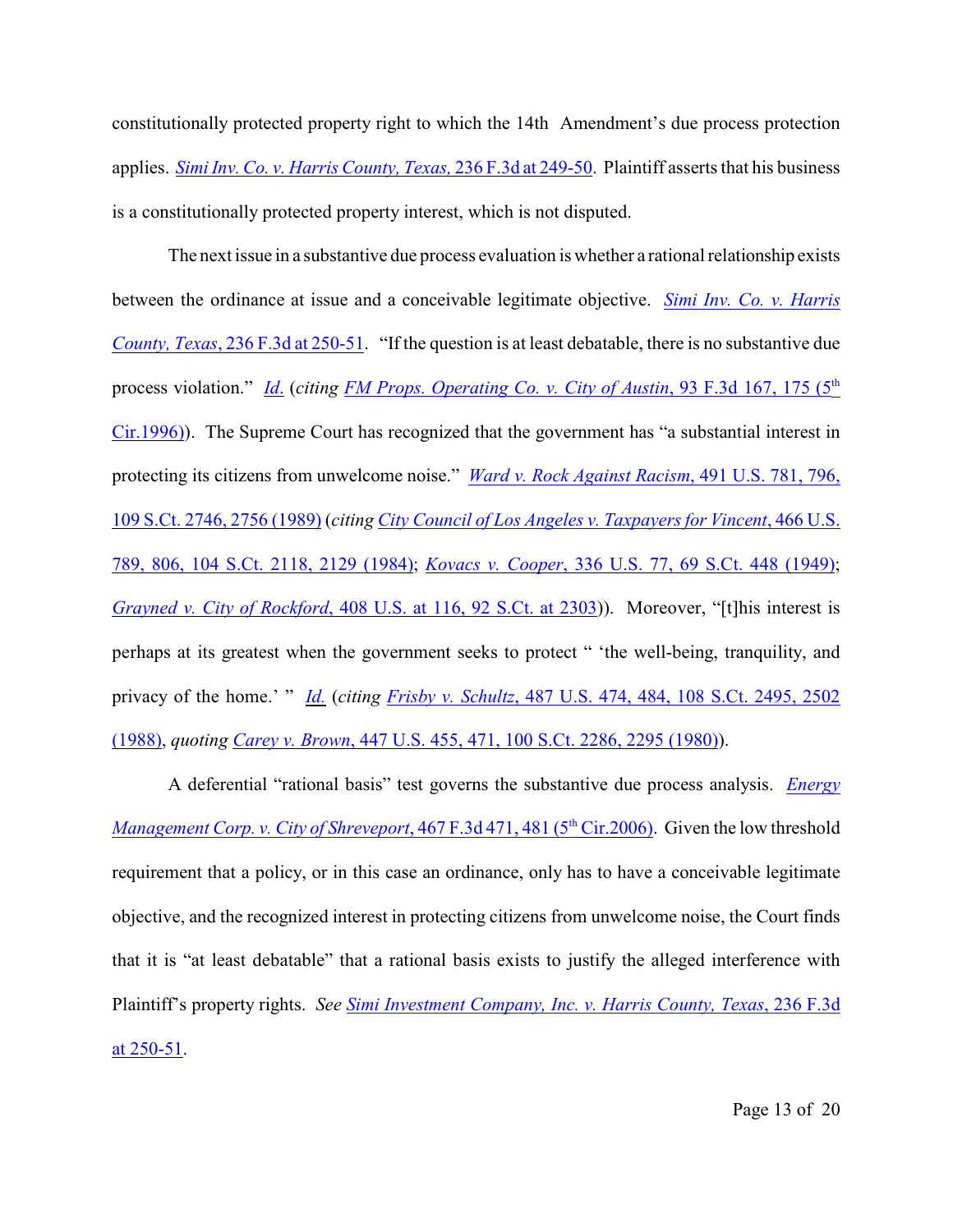constitutionally protected property right to which the 14th Amendment's due process protection applies. *Simi Inv. Co. v. Harris County, Texas,* 236 F.3d at 249-50. Plaintiff asserts that his business is a constitutionally protected property interest, which is not disputed.

The next issue in a substantive due process evaluation is whether a rational relationship exists between the ordinance at issue and a conceivable legitimate objective. *Simi Inv. Co. v. Harris County, Texas*, 236 F.3d at 250-51. "If the question is at least debatable, there is no substantive due process violation." *Id.* (*citing FM Props. Operating Co. v. City of Austin*, 93 F.3d 167, 175 (5th Cir.1996)). The Supreme Court has recognized that the government has "a substantial interest in protecting its citizens from unwelcome noise." *Ward v. Rock Against Racism*, 491 U.S. 781, 796, 109 S.Ct. 2746, 2756 (1989) (*citing City Council of Los Angeles v. Taxpayers for Vincent*, 466 U.S. 789, 806, 104 S.Ct. 2118, 2129 (1984); *Kovacs v. Cooper*, 336 U.S. 77, 69 S.Ct. 448 (1949); *Grayned v. City of Rockford*, 408 U.S. at 116, 92 S.Ct. at 2303)). Moreover, "[t]his interest is perhaps at its greatest when the government seeks to protect " 'the well-being, tranquility, and privacy of the home.' " *Id.* (*citing Frisby v. Schultz*, 487 U.S. 474, 484, 108 S.Ct. 2495, 2502 (1988), *quoting Carey v. Brown*, 447 U.S. 455, 471, 100 S.Ct. 2286, 2295 (1980)).

A deferential "rational basis" test governs the substantive due process analysis. *Energy Management Corp. v. City of Shreveport*, 467 F.3d 471, 481 (5th Cir.2006). Given the low threshold requirement that a policy, or in this case an ordinance, only has to have a conceivable legitimate objective, and the recognized interest in protecting citizens from unwelcome noise, the Court finds that it is "at least debatable" that a rational basis exists to justify the alleged interference with Plaintiff's property rights. *See Simi Investment Company, Inc. v. Harris County, Texas*, 236 F.3d at 250-51.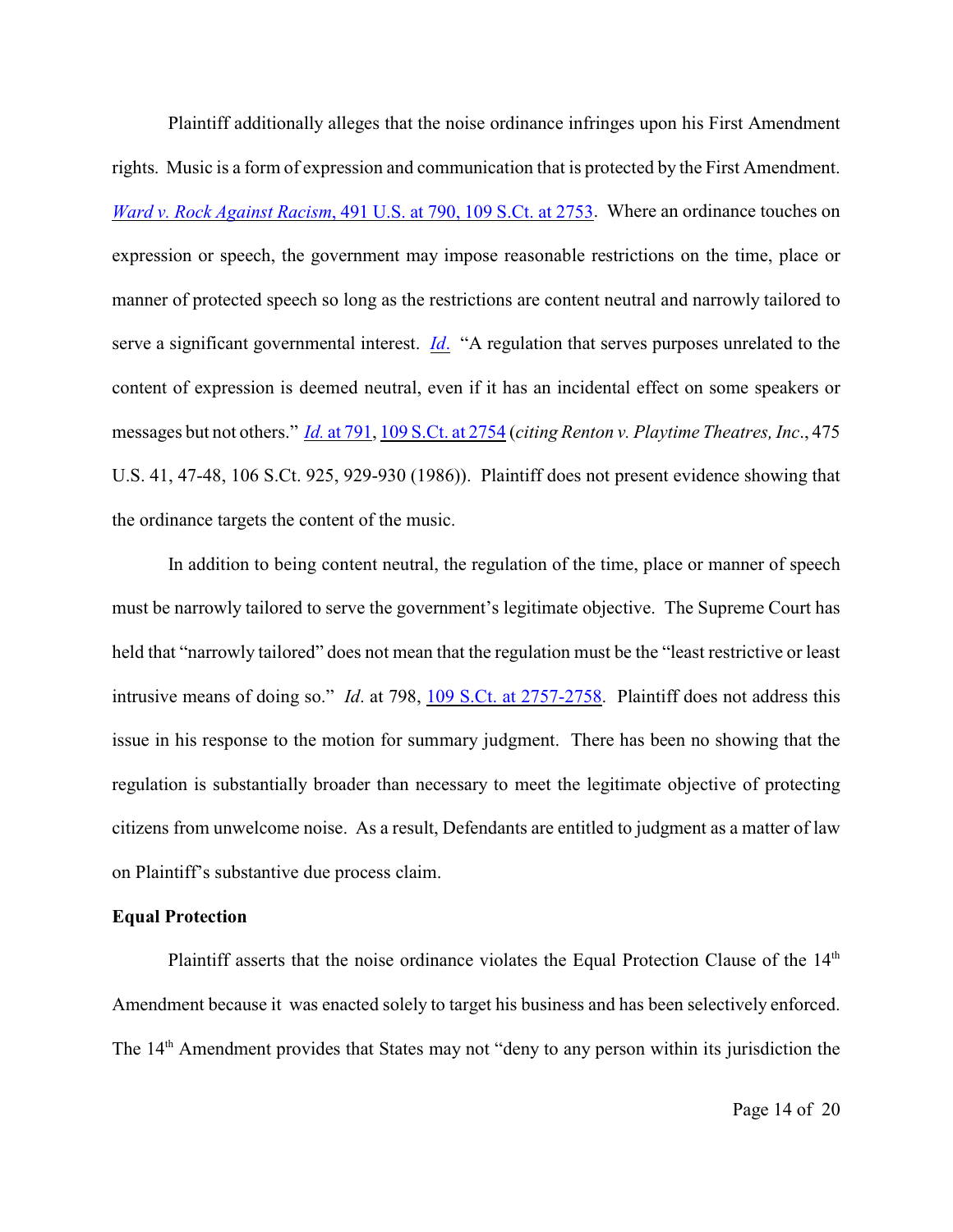Plaintiff additionally alleges that the noise ordinance infringes upon his First Amendment rights. Music is a form of expression and communication that is protected by the First Amendment. *Ward v. Rock Against Racism*, 491 U.S. at 790, 109 S.Ct. at 2753. Where an ordinance touches on expression or speech, the government may impose reasonable restrictions on the time, place or manner of protected speech so long as the restrictions are content neutral and narrowly tailored to serve a significant governmental interest. *Id*. "A regulation that serves purposes unrelated to the content of expression is deemed neutral, even if it has an incidental effect on some speakers or messages but not others." *Id.* at 791, 109 S.Ct. at 2754 (*citing Renton v. Playtime Theatres, Inc*., 475 U.S. 41, 47-48, 106 S.Ct. 925, 929-930 (1986)). Plaintiff does not present evidence showing that the ordinance targets the content of the music.

In addition to being content neutral, the regulation of the time, place or manner of speech must be narrowly tailored to serve the government's legitimate objective. The Supreme Court has held that "narrowly tailored" does not mean that the regulation must be the "least restrictive or least intrusive means of doing so." *Id*. at 798, 109 S.Ct. at 2757-2758. Plaintiff does not address this issue in his response to the motion for summary judgment. There has been no showing that the regulation is substantially broader than necessary to meet the legitimate objective of protecting citizens from unwelcome noise. As a result, Defendants are entitled to judgment as a matter of law on Plaintiff's substantive due process claim.

**Equal Protection**

Plaintiff asserts that the noise ordinance violates the Equal Protection Clause of the 14th Amendment because it was enacted solely to target his business and has been selectively enforced. The 14th Amendment provides that States may not "deny to any person within its jurisdiction the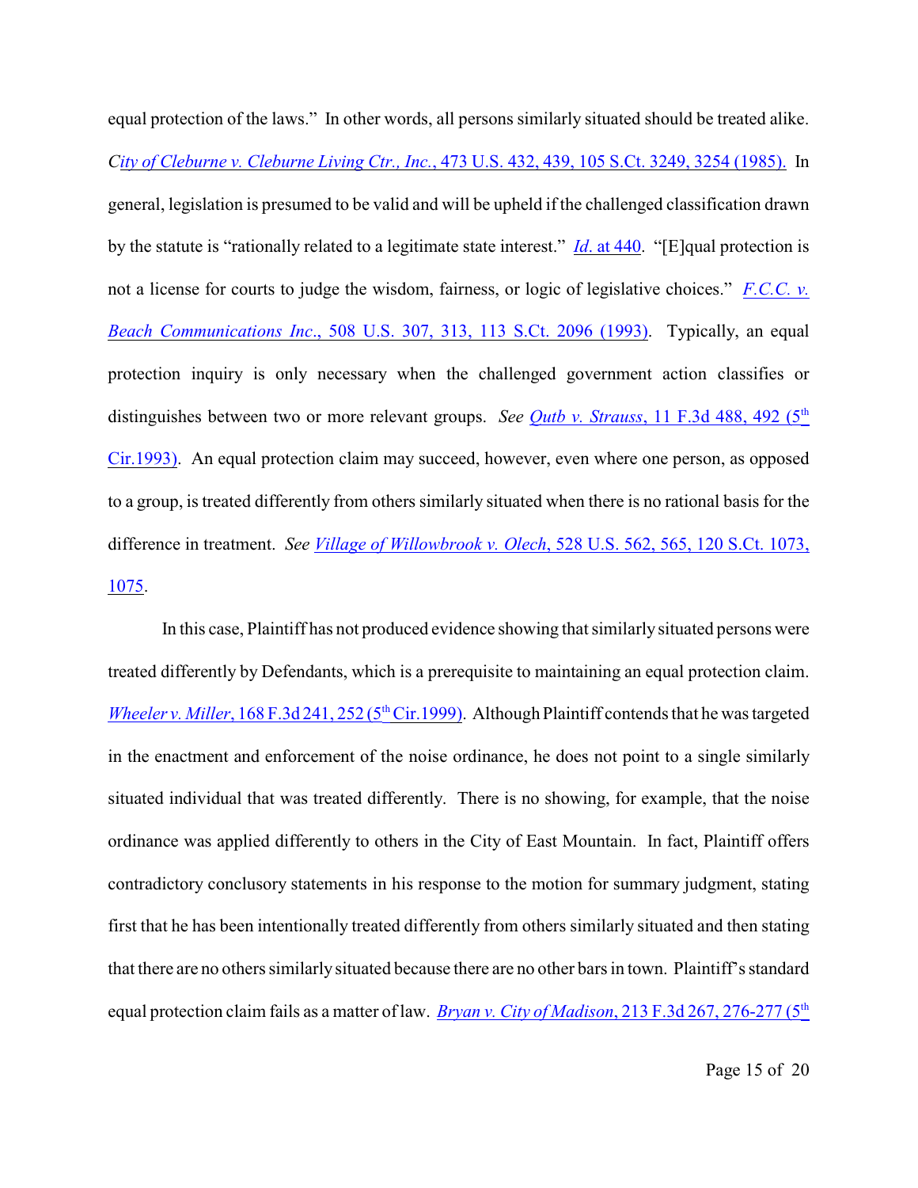equal protection of the laws." In other words, all persons similarly situated should be treated alike. *City of Cleburne v. Cleburne Living Ctr., Inc.*, 473 U.S. 432, 439, 105 S.Ct. 3249, 3254 (1985). In general, legislation is presumed to be valid and will be upheld if the challenged classification drawn by the statute is "rationally related to a legitimate state interest." *Id*. at 440. "[E]qual protection is not a license for courts to judge the wisdom, fairness, or logic of legislative choices." *F.C.C. v. Beach Communications Inc*., 508 U.S. 307, 313, 113 S.Ct. 2096 (1993). Typically, an equal protection inquiry is only necessary when the challenged government action classifies or distinguishes between two or more relevant groups. *See Qutb v. Strauss*, 11 F.3d 488, 492 (5th Cir.1993). An equal protection claim may succeed, however, even where one person, as opposed to a group, is treated differently from others similarly situated when there is no rational basis for the difference in treatment. *See Village of Willowbrook v. Olech*, 528 U.S. 562, 565, 120 S.Ct. 1073, 1075.

In this case, Plaintiff has not produced evidence showing that similarly situated persons were treated differently by Defendants, which is a prerequisite to maintaining an equal protection claim. *Wheeler v. Miller*, 168 F.3d 241, 252 (5th Cir.1999). Although Plaintiff contends that he was targeted in the enactment and enforcement of the noise ordinance, he does not point to a single similarly situated individual that was treated differently. There is no showing, for example, that the noise ordinance was applied differently to others in the City of East Mountain. In fact, Plaintiff offers contradictory conclusory statements in his response to the motion for summary judgment, stating first that he has been intentionally treated differently from others similarly situated and then stating that there are no others similarly situated because there are no other bars in town. Plaintiff's standard equal protection claim fails as a matter of law. *Bryan v. City of Madison*, 213 F.3d 267, 276-277 (5th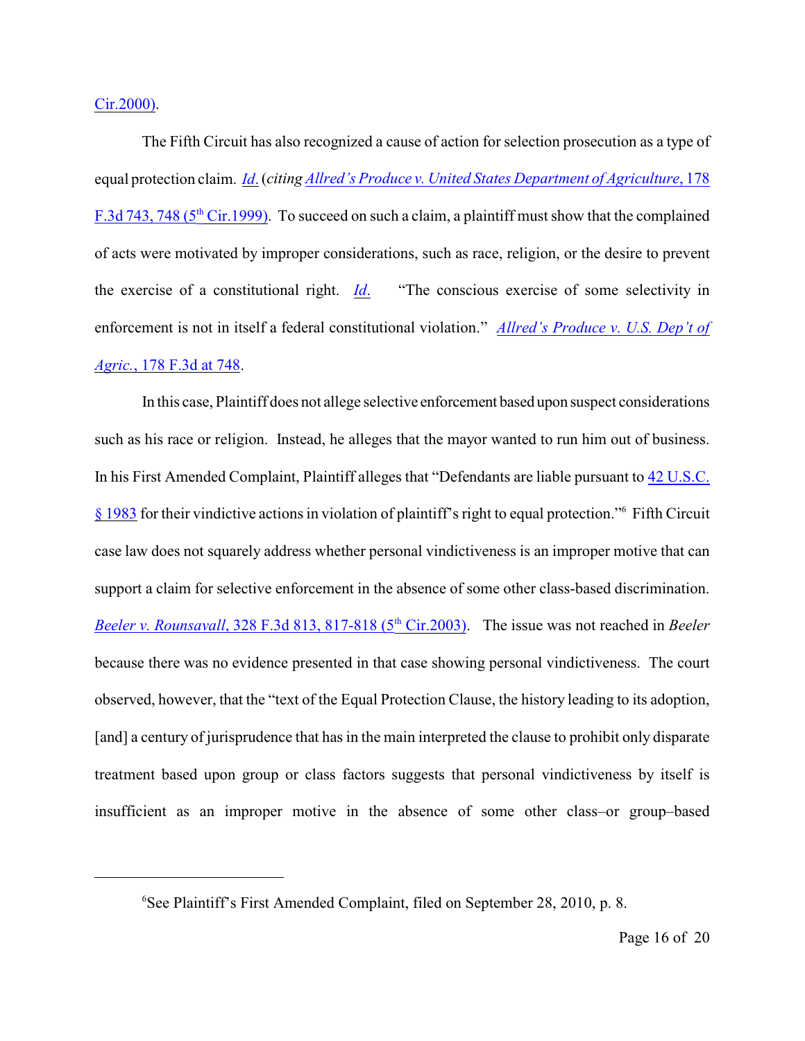Cir.2000).

The Fifth Circuit has also recognized a cause of action for selection prosecution as a type of equal protection claim. *Id.* (*citing* *Allred's Produce v. United States Department of Agriculture*, 178 F.3d 743, 748 (5th Cir.1999). To succeed on such a claim, a plaintiff must show that the complained of acts were motivated by improper considerations, such as race, religion, or the desire to prevent the exercise of a constitutional right. *Id.* "The conscious exercise of some selectivity in enforcement is not in itself a federal constitutional violation." *Allred's Produce v. U.S. Dep't of Agric.*, 178 F.3d at 748.

In this case, Plaintiff does not allege selective enforcement based upon suspect considerations such as his race or religion. Instead, he alleges that the mayor wanted to run him out of business. In his First Amended Complaint, Plaintiff alleges that "Defendants are liable pursuant to 42 U.S.C. § 1983 for their vindictive actions in violation of plaintiff's right to equal protection."[6] Fifth Circuit case law does not squarely address whether personal vindictiveness is an improper motive that can support a claim for selective enforcement in the absence of some other class-based discrimination. *Beeler v. Rounsavall*, 328 F.3d 813, 817-818 (5th Cir.2003). The issue was not reached in *Beeler* because there was no evidence presented in that case showing personal vindictiveness. The court observed, however, that the "text of the Equal Protection Clause, the history leading to its adoption, [and] a century of jurisprudence that has in the main interpreted the clause to prohibit only disparate treatment based upon group or class factors suggests that personal vindictiveness by itself is insufficient as an improper motive in the absence of some other class–or group–based

[6] See Plaintiff's First Amended Complaint, filed on September 28, 2010, p. 8.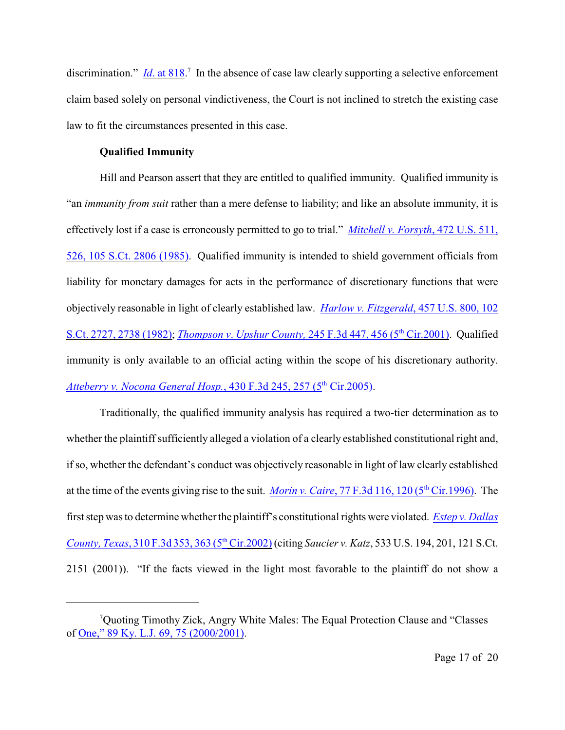discrimination." *Id*. at 818.[7] In the absence of case law clearly supporting a selective enforcement claim based solely on personal vindictiveness, the Court is not inclined to stretch the existing case law to fit the circumstances presented in this case.

**Qualified Immunity**

Hill and Pearson assert that they are entitled to qualified immunity. Qualified immunity is "an *immunity from suit* rather than a mere defense to liability; and like an absolute immunity, it is effectively lost if a case is erroneously permitted to go to trial." *Mitchell v. Forsyth*, 472 U.S. 511, 526, 105 S.Ct. 2806 (1985). Qualified immunity is intended to shield government officials from liability for monetary damages for acts in the performance of discretionary functions that were objectively reasonable in light of clearly established law. *Harlow v. Fitzgerald*, 457 U.S. 800, 102 S.Ct. 2727, 2738 (1982); *Thompson v. Upshur County,* 245 F.3d 447, 456 (5th Cir.2001). Qualified immunity is only available to an official acting within the scope of his discretionary authority. *Atteberry v. Nocona General Hosp.*, 430 F.3d 245, 257 (5th Cir.2005).

Traditionally, the qualified immunity analysis has required a two-tier determination as to whether the plaintiff sufficiently alleged a violation of a clearly established constitutional right and, if so, whether the defendant's conduct was objectively reasonable in light of law clearly established at the time of the events giving rise to the suit. *Morin v. Caire*, 77 F.3d 116, 120 (5th Cir.1996). The first step was to determine whether the plaintiff's constitutional rights were violated. *Estep v. Dallas County, Texas*, 310 F.3d 353, 363 (5th Cir.2002) (citing *Saucier v. Katz*, 533 U.S. 194, 201, 121 S.Ct. 2151 (2001)). "If the facts viewed in the light most favorable to the plaintiff do not show a

---

[7] Quoting Timothy Zick, Angry White Males: The Equal Protection Clause and "Classes of One," 89 Ky. L.J. 69, 75 (2000/2001).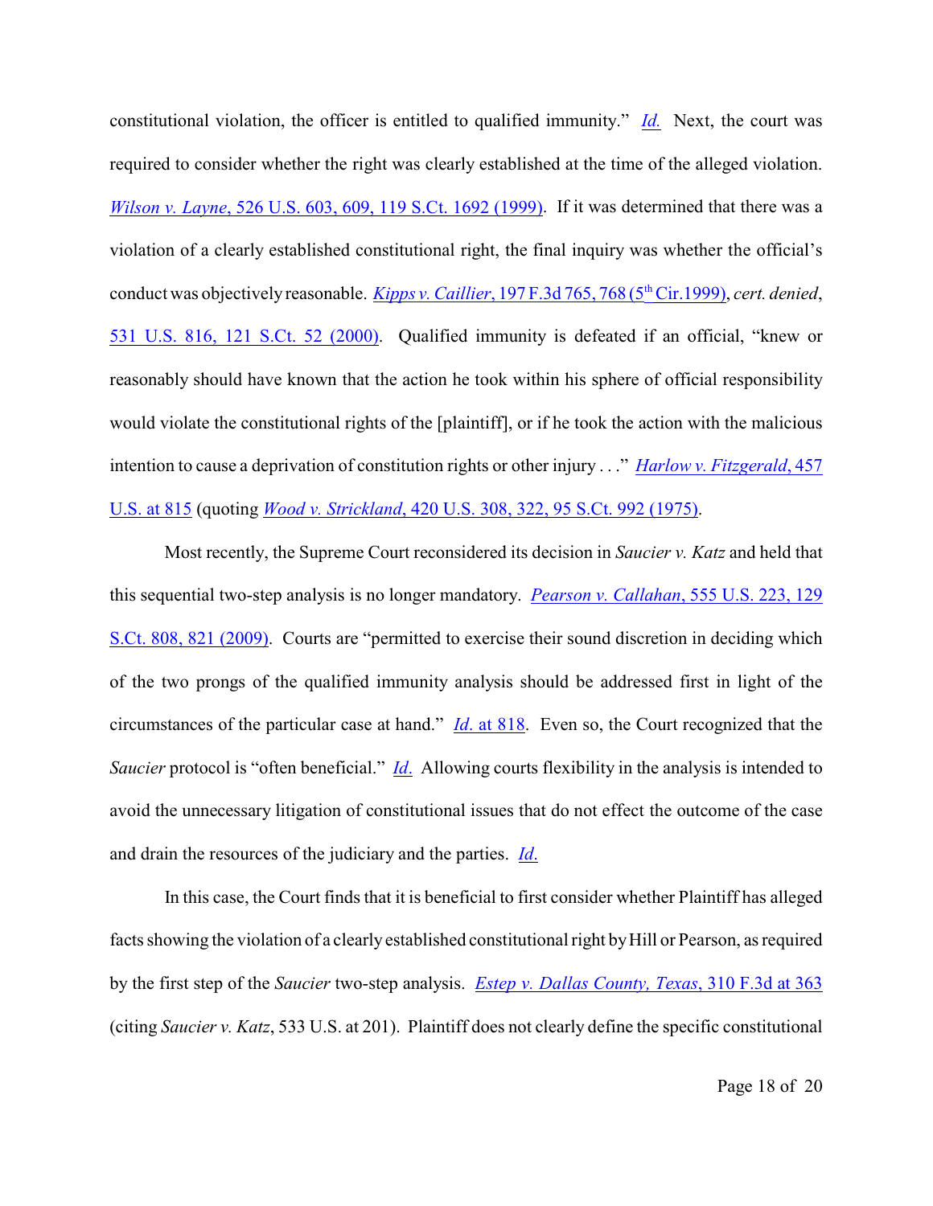constitutional violation, the officer is entitled to qualified immunity." *Id.* Next, the court was required to consider whether the right was clearly established at the time of the alleged violation. *Wilson v. Layne*, 526 U.S. 603, 609, 119 S.Ct. 1692 (1999). If it was determined that there was a violation of a clearly established constitutional right, the final inquiry was whether the official's conduct was objectively reasonable. *Kipps v. Caillier*, 197 F.3d 765, 768 (5th Cir.1999), *cert. denied*, 531 U.S. 816, 121 S.Ct. 52 (2000). Qualified immunity is defeated if an official, "knew or reasonably should have known that the action he took within his sphere of official responsibility would violate the constitutional rights of the [plaintiff], or if he took the action with the malicious intention to cause a deprivation of constitution rights or other injury . . ." *Harlow v. Fitzgerald*, 457 U.S. at 815 (quoting *Wood v. Strickland*, 420 U.S. 308, 322, 95 S.Ct. 992 (1975).

Most recently, the Supreme Court reconsidered its decision in *Saucier v. Katz* and held that this sequential two-step analysis is no longer mandatory. *Pearson v. Callahan*, 555 U.S. 223, 129 S.Ct. 808, 821 (2009). Courts are "permitted to exercise their sound discretion in deciding which of the two prongs of the qualified immunity analysis should be addressed first in light of the circumstances of the particular case at hand." *Id.* at 818. Even so, the Court recognized that the *Saucier* protocol is "often beneficial." *Id.* Allowing courts flexibility in the analysis is intended to avoid the unnecessary litigation of constitutional issues that do not effect the outcome of the case and drain the resources of the judiciary and the parties. *Id.*

In this case, the Court finds that it is beneficial to first consider whether Plaintiff has alleged facts showing the violation of a clearly established constitutional right by Hill or Pearson, as required by the first step of the *Saucier* two-step analysis. *Estep v. Dallas County, Texas*, 310 F.3d at 363 (citing *Saucier v. Katz*, 533 U.S. at 201). Plaintiff does not clearly define the specific constitutional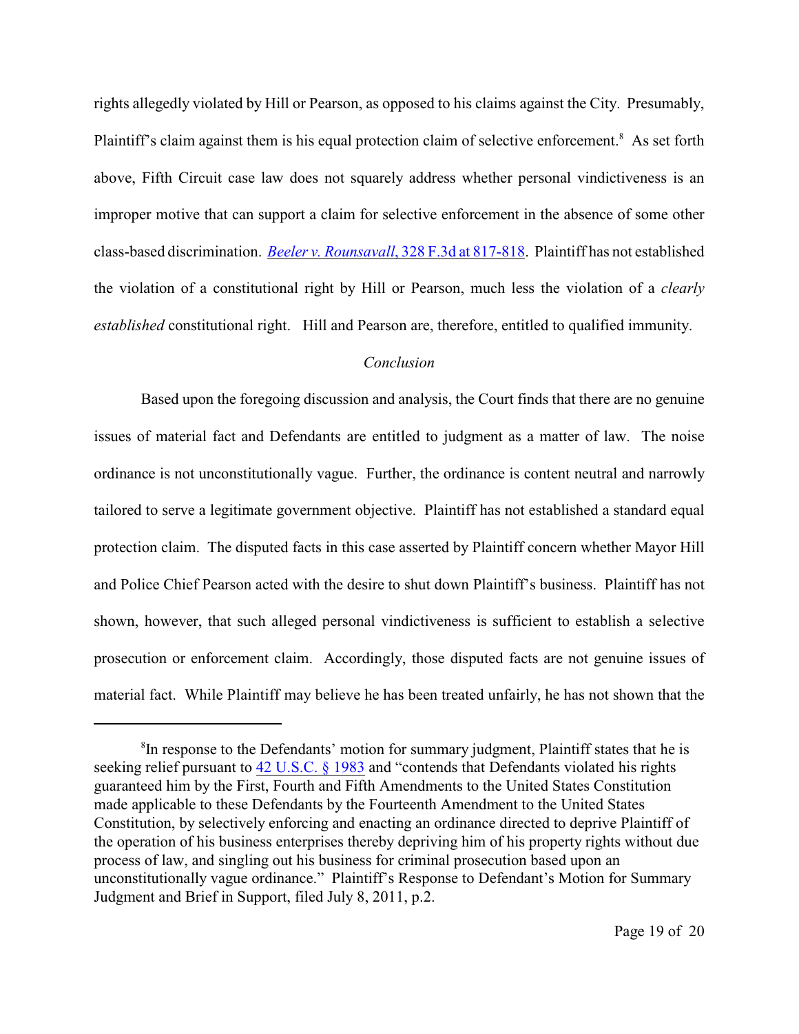rights allegedly violated by Hill or Pearson, as opposed to his claims against the City. Presumably, Plaintiff's claim against them is his equal protection claim of selective enforcement.[8] As set forth above, Fifth Circuit case law does not squarely address whether personal vindictiveness is an improper motive that can support a claim for selective enforcement in the absence of some other class-based discrimination. *Beeler v. Rounsavall*, 328 F.3d at 817-818. Plaintiff has not established the violation of a constitutional right by Hill or Pearson, much less the violation of a *clearly established* constitutional right. Hill and Pearson are, therefore, entitled to qualified immunity.

*Conclusion*

Based upon the foregoing discussion and analysis, the Court finds that there are no genuine issues of material fact and Defendants are entitled to judgment as a matter of law. The noise ordinance is not unconstitutionally vague. Further, the ordinance is content neutral and narrowly tailored to serve a legitimate government objective. Plaintiff has not established a standard equal protection claim. The disputed facts in this case asserted by Plaintiff concern whether Mayor Hill and Police Chief Pearson acted with the desire to shut down Plaintiff's business. Plaintiff has not shown, however, that such alleged personal vindictiveness is sufficient to establish a selective prosecution or enforcement claim. Accordingly, those disputed facts are not genuine issues of material fact. While Plaintiff may believe he has been treated unfairly, he has not shown that the

---

[8]In response to the Defendants' motion for summary judgment, Plaintiff states that he is seeking relief pursuant to 42 U.S.C. § 1983 and "contends that Defendants violated his rights guaranteed him by the First, Fourth and Fifth Amendments to the United States Constitution made applicable to these Defendants by the Fourteenth Amendment to the United States Constitution, by selectively enforcing and enacting an ordinance directed to deprive Plaintiff of the operation of his business enterprises thereby depriving him of his property rights without due process of law, and singling out his business for criminal prosecution based upon an unconstitutionally vague ordinance." Plaintiff's Response to Defendant's Motion for Summary Judgment and Brief in Support, filed July 8, 2011, p.2.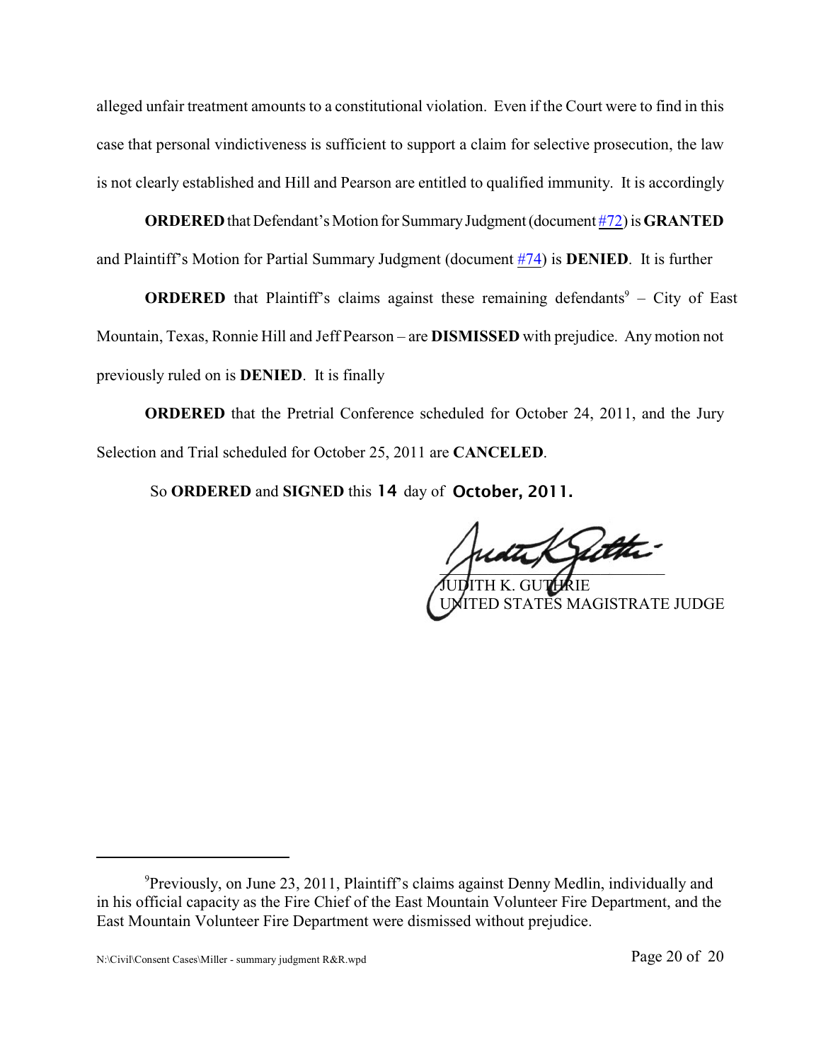alleged unfair treatment amounts to a constitutional violation. Even if the Court were to find in this case that personal vindictiveness is sufficient to support a claim for selective prosecution, the law is not clearly established and Hill and Pearson are entitled to qualified immunity. It is accordingly

**ORDERED** that Defendant's Motion for Summary Judgment (document #72) is **GRANTED** and Plaintiff's Motion for Partial Summary Judgment (document #74) is **DENIED**. It is further

**ORDERED** that Plaintiff's claims against these remaining defendants[9] – City of East Mountain, Texas, Ronnie Hill and Jeff Pearson – are **DISMISSED** with prejudice. Any motion not previously ruled on is **DENIED**. It is finally

**ORDERED** that the Pretrial Conference scheduled for October 24, 2011, and the Jury Selection and Trial scheduled for October 25, 2011 are **CANCELED**.

So **ORDERED** and **SIGNED** this 14 day of **October, 2011.**

JUDITH K. GUTHRIE
UNITED STATES MAGISTRATE JUDGE

---

[9]Previously, on June 23, 2011, Plaintiff's claims against Denny Medlin, individually and in his official capacity as the Fire Chief of the East Mountain Volunteer Fire Department, and the East Mountain Volunteer Fire Department were dismissed without prejudice.

N:\Civil\Consent Cases\Miller - summary judgment R&R.wpd